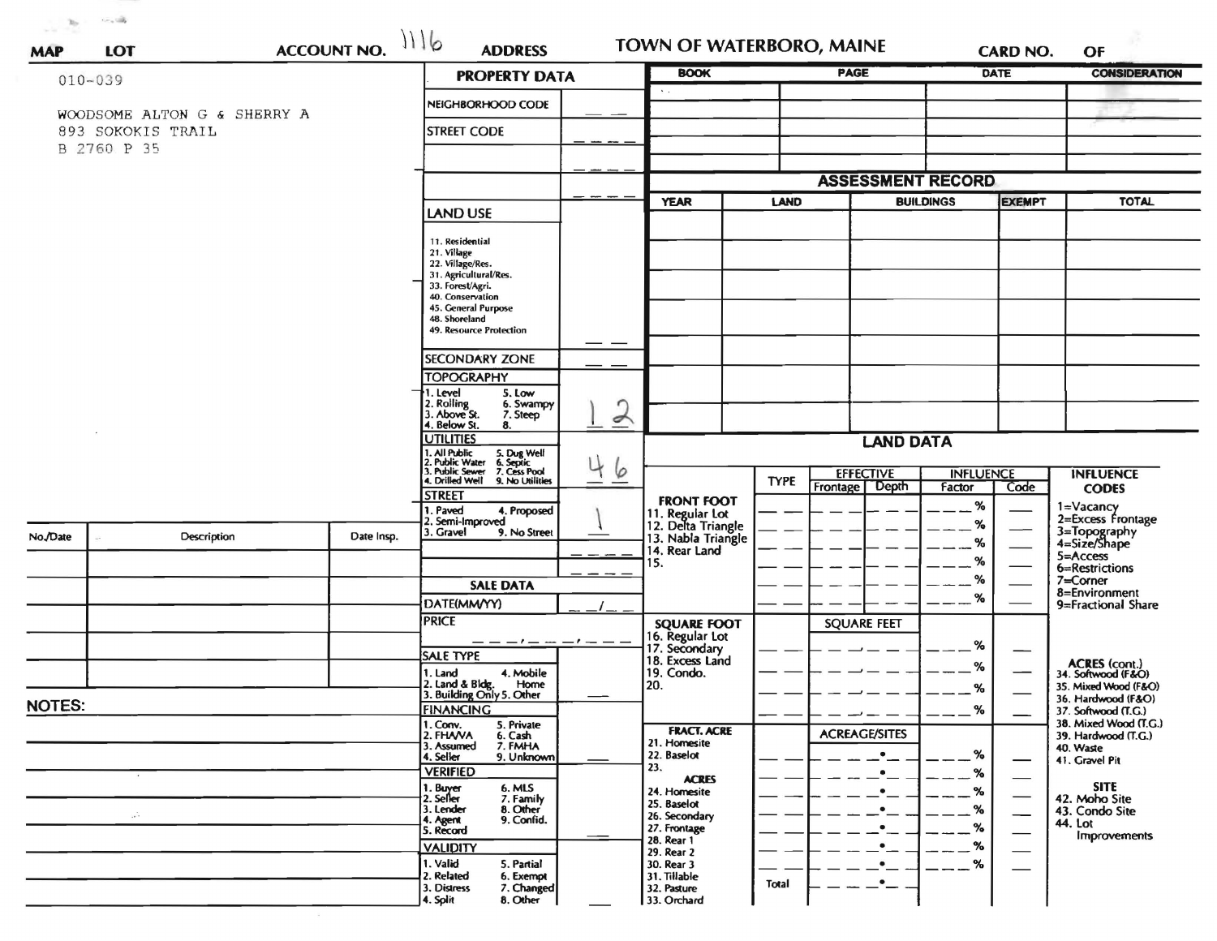| MAP | LOT | ACCOUNT NO. 1116 | ADDRESS | TOWN OF WATERBORO, MAINE | CARD NO. | OF |
|---|---|---|---|---|---|---|

010-039

WOODSOME ALTON G & SHERRY A
893 SOKOKIS TRAIL
B 2760 P 35

## PROPERTY DATA

| Field | Value |
|---|---|
| NEIGHBORHOOD CODE | |
| STREET CODE | |
| LAND USE (11. Residential, 21. Village, 22. Village/Res., 31. Agricultural/Res., 33. Forest/Agri., 40. Conservation, 45. General Purpose, 48. Shoreland, 49. Resource Protection) | |
| SECONDARY ZONE | |
| TOPOGRAPHY (1. Level, 2. Rolling, 3. Above St., 4. Below St., 5. Low, 6. Swampy, 7. Steep, 8.) | 1 2 |
| UTILITIES (1. All Public, 2. Public Water, 3. Public Sewer, 4. Drilled Well, 5. Dug Well, 6. Septic, 7. Cess Pool, 9. No Utilities) | 4 6 |
| STREET (1. Paved, 2. Semi-Improved, 3. Gravel, 4. Proposed, 9. No Street) | 1 |

## SALE DATA

| Field | Value |
|---|---|
| DATE(MM/YY) | / |
| PRICE | |
| SALE TYPE (1. Land, 2. Land & Bldg., 3. Building Only, 4. Mobile Home, 5. Other) | |
| FINANCING (1. Conv., 2. FHA/VA, 3. Assumed, 4. Seller, 5. Private, 6. Cash, 7. FMHA, 9. Unknown) | |
| VERIFIED (1. Buyer, 2. Seller, 3. Lender, 4. Agent, 5. Record, 6. MLS, 7. Family, 8. Other, 9. Confid.) | |
| VALIDITY (1. Valid, 2. Related, 3. Distress, 4. Split, 5. Partial, 6. Exempt, 7. Changed, 8. Other) | |

| BOOK | PAGE | DATE | CONSIDERATION |
|---|---|---|---|
| | | | |
| | | | |
| | | | |
| | | | |

## ASSESSMENT RECORD

| YEAR | LAND | BUILDINGS | EXEMPT | TOTAL |
|---|---|---|---|---|
| | | | | |
| | | | | |
| | | | | |
| | | | | |
| | | | | |
| | | | | |
| | | | | |

## LAND DATA

| | TYPE | EFFECTIVE Frontage | EFFECTIVE Depth | INFLUENCE Factor | INFLUENCE Code |
|---|---|---|---|---|---|
| FRONT FOOT: 11. Regular Lot, 12. Delta Triangle, 13. Nabla Triangle, 14. Rear Land, 15. | | | | % | |
| SQUARE FOOT: 16. Regular Lot, 17. Secondary, 18. Excess Land, 19. Condo., 20. | | SQUARE FEET | | % | |
| FRACT. ACRE: 21. Homesite, 22. Baselot, 23. | | ACREAGE/SITES | | % | |
| ACRES: 24. Homesite, 25. Baselot, 26. Secondary, 27. Frontage, 28. Rear 1, 29. Rear 2, 30. Rear 3, 31. Tillable, 32. Pasture, 33. Orchard | | | | % | |
| | Total | | | | |

**INFLUENCE CODES**
1=Vacancy
2=Excess Frontage
3=Topography
4=Size/Shape
5=Access
6=Restrictions
7=Corner
8=Environment
9=Fractional Share

**ACRES (cont.)**
34. Softwood (F&O)
35. Mixed Wood (F&O)
36. Hardwood (F&O)
37. Softwood (T.G.)
38. Mixed Wood (T.G.)
39. Hardwood (T.G.)
40. Waste
41. Gravel Pit

**SITE**
42. Moho Site
43. Condo Site
44. Lot Improvements

| No./Date | Description | Date Insp. |
|---|---|---|
| | | |
| | | |
| | | |
| | | |
| | | |

**NOTES:**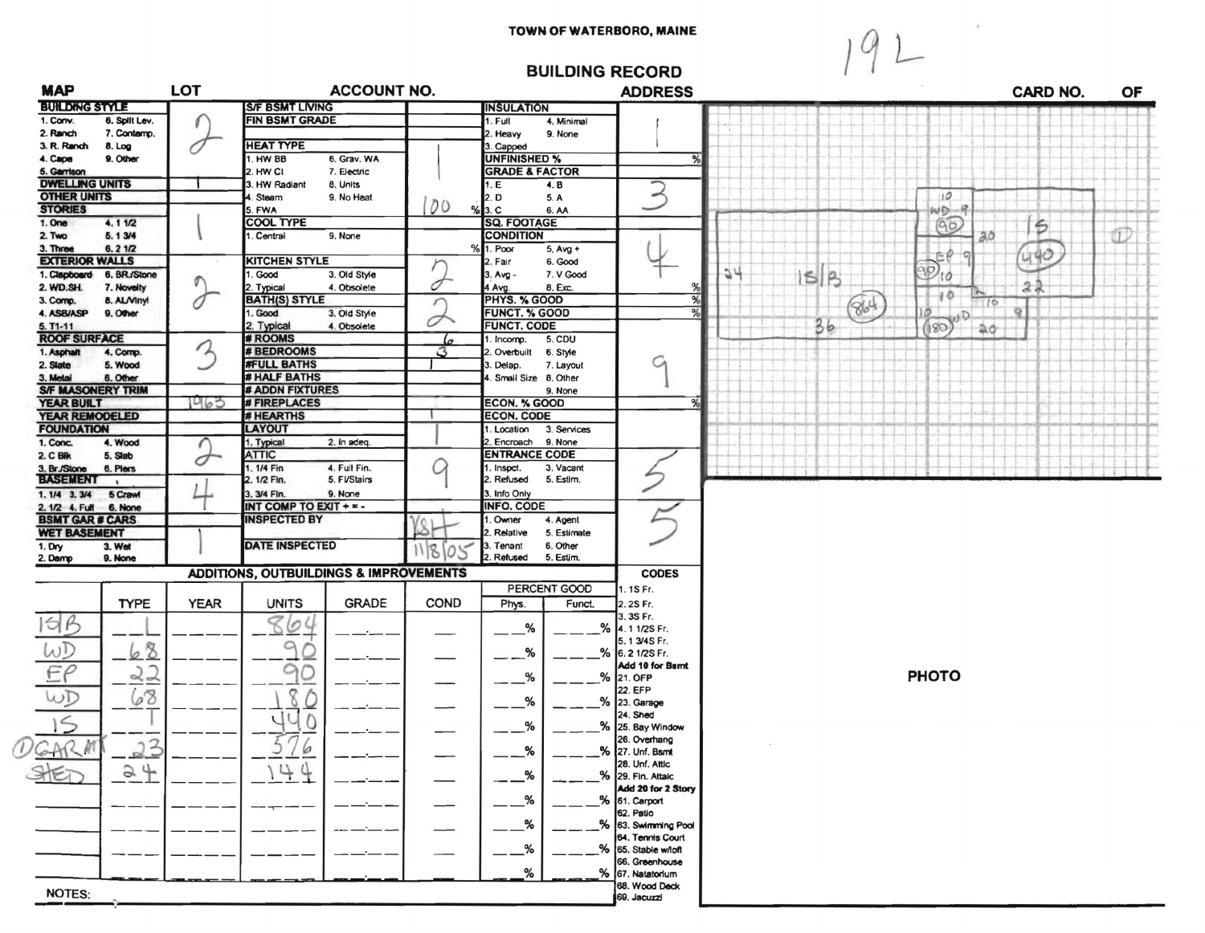TOWN OF WATERBORO, MAINE

19L

# BUILDING RECORD

| MAP | LOT | ACCOUNT NO. | ADDRESS | CARD NO. | OF |
|---|---|---|---|---|---|
| | | | | | |

| Field | Value | Field | Value | Field | Value |
|---|---|---|---|---|---|
| BUILDING STYLE (1. Conv. 2. Ranch 3. R. Ranch 4. Cape 5. Garrison 6. Split Lev. 7. Contemp. 8. Log 9. Other) | 2 | S/F BSMT LIVING | | INSULATION (1. Full 2. Heavy 3. Capped 4. Minimal 9. None) | 1 |
| DWELLING UNITS | 1 | FIN BSMT GRADE | | UNFINISHED % | |
| OTHER UNITS | | HEAT TYPE (1. HW BB 2. HW CI 3. HW Radiant 4. Steam 5. FWA 6. Grav. WA 7. Electric 8. Units 9. No Heat) | 1 | GRADE & FACTOR (1. E 2. D 3. C 4. B 5. A 6. AA) | 3 |
| STORIES (1. One 2. Two 3. Three 4. 1 1/2 5. 1 3/4 6. 2 1/2) | 1 | % | 100 % | SQ. FOOTAGE | |
| EXTERIOR WALLS (1. Clapboard 2. WD.SH. 3. Comp. 4. ASB/ASP 5. T1-11 6. BR./Stone 7. Novelty 8. AL/Vinyl 9. Other) | 2 | COOL TYPE (1. Central 9. None) | % | CONDITION (1. Poor 2. Fair 3. Avg - 4 Avg. 5. Avg + 6. Good 7. V Good 8. Exc.) | 4 |
| ROOF SURFACE (1. Asphalt 2. Slate 3. Metal 4. Comp. 5. Wood 6. Other) | 3 | KITCHEN STYLE (1. Good 2. Typical 3. Old Style 4. Obsolete) | 2 | PHYS. % GOOD | % |
| S/F MASONERY TRIM | | BATH(S) STYLE (1. Good 2. Typical 3. Old Style 4. Obsolete) | 2 | FUNCT. % GOOD | % |
| YEAR BUILT | 1963 | # ROOMS | 6 | FUNCT. CODE (1. Incomp. 2. Overbuilt 3. Delap. 4. Small Size 5. CDU 6. Style 7. Layout 8. Other 9. None) | 9 |
| YEAR REMODELED | | # BEDROOMS | 3 | ECON. % GOOD | % |
| FOUNDATION (1. Conc. 2. C Blk 3. Br./Stone 4. Wood 5. Slab 6. Piers) | 2 | #FULL BATHS | 1 | ECON. CODE (1. Location 2. Encroach 3. Services 9. None) | |
| BASEMENT (1. 1/4 2. 1/2 3. 3/4 4. Full 5 Crawl 6. None) | 4 | # HALF BATHS | | ENTRANCE CODE (1. Inspct. 2. Refused 3. Info Only 4. Vacant 5. Estim.) | 5 |
| BSMT GAR # CARS | | # ADDN FIXTURES | | INFO. CODE (1. Owner 2. Relative 3. Tenant 4. Agent 5. Estimate 6. Other) | 5 |
| WET BASEMENT (1. Dry 2. Damp 3. Wet 9. None) | 1 | # FIREPLACES | | | |
| | | # HEARTHS | 1 | | |
| | | LAYOUT (1. Typical 2. In adeq.) | 1 | | |
| | | ATTIC (1. 1/4 Fin 2. 1/2 Fin. 3. 3/4 Fin. 4. Full Fin. 5. F/Stairs 9. None) | 9 | | |
| | | INT COMP TO EXIT + = - | | | |
| | | INSPECTED BY | KSH | | |
| | | DATE INSPECTED | 11/8/05 | | |

## ADDITIONS, OUTBUILDINGS & IMPROVEMENTS

| | TYPE | YEAR | UNITS | GRADE | COND | Phys. % | Funct. % |
|---|---|---|---|---|---|---|---|
| 1S/B | 1 | | 864 | | | % | % |
| WD | 68 | | 90 | | | % | % |
| EP | 22 | | 90 | | | % | % |
| WD | 68 | | 180 | | | % | % |
| 1S | 1 | | 440 | | | % | % |
| ① GAR AT | 23 | | 576 | | | % | % |
| SHED | 24 | | 144 | | | % | % |

CODES: 1. 1S Fr. 2. 2S Fr. 3. 3S Fr. 4. 1 1/2S Fr. 5. 1 3/4S Fr. 6. 2 1/2S Fr. Add 10 for Bsmt 21. OFP 22. EFP 23. Garage 24. Shed 25. Bay Window 26. Overhang 27. Unf. Bsmt 28. Unf. Attic 29. Fin. Attaic Add 20 for 2 Story 61. Carport 62. Patio 63. Swimming Pool 64. Tennis Court 65. Stable w/loft 66. Greenhouse 67. Natatorium 68. Wood Deck 69. Jacuzzi

NOTES:

Sketch labels: 1S/B (864) 24 × 36; WD 9 × 10 (90); EP 9 × 10 (90); 1S (440) 20 × 22; WD 10 × 20 (180); 10; 9; ①

PHOTO